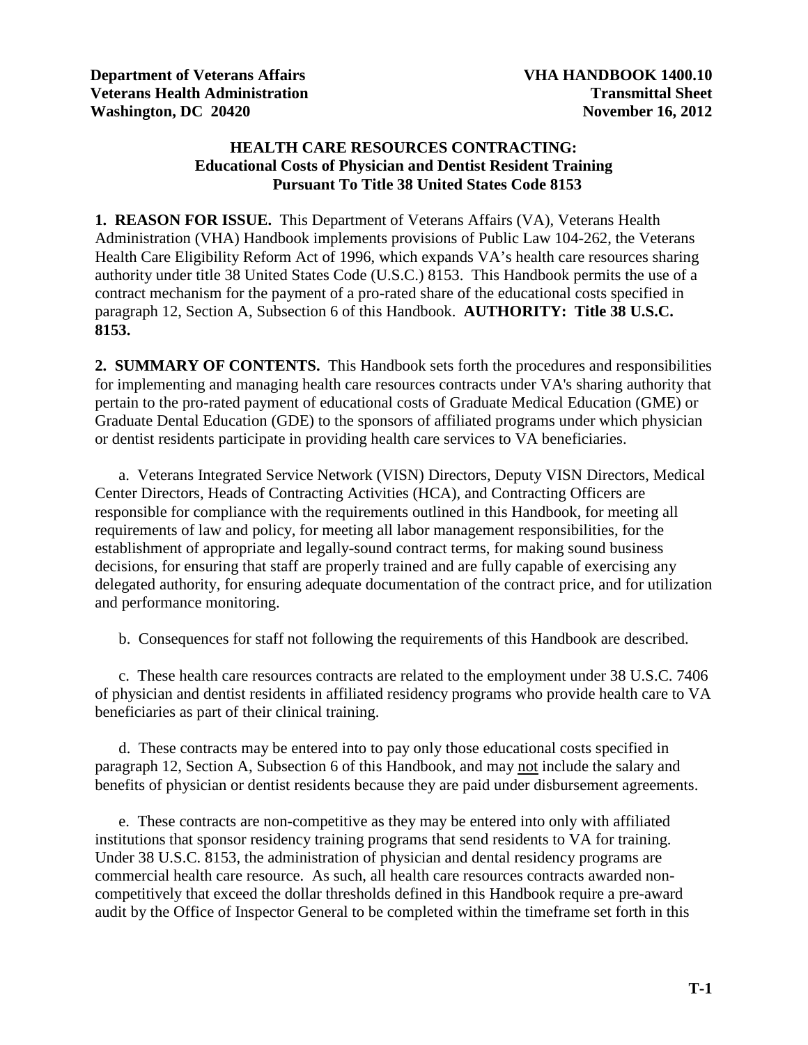**Department of Veterans Affairs**
**Veterans Health Administration**
**Washington, DC 20420**

**VHA HANDBOOK 1400.10**
**Transmittal Sheet**
**November 16, 2012**

# HEALTH CARE RESOURCES CONTRACTING: Educational Costs of Physician and Dentist Resident Training Pursuant To Title 38 United States Code 8153

**1. REASON FOR ISSUE.** This Department of Veterans Affairs (VA), Veterans Health Administration (VHA) Handbook implements provisions of Public Law 104-262, the Veterans Health Care Eligibility Reform Act of 1996, which expands VA's health care resources sharing authority under title 38 United States Code (U.S.C.) 8153. This Handbook permits the use of a contract mechanism for the payment of a pro-rated share of the educational costs specified in paragraph 12, Section A, Subsection 6 of this Handbook. **AUTHORITY: Title 38 U.S.C. 8153.**

**2. SUMMARY OF CONTENTS.** This Handbook sets forth the procedures and responsibilities for implementing and managing health care resources contracts under VA's sharing authority that pertain to the pro-rated payment of educational costs of Graduate Medical Education (GME) or Graduate Dental Education (GDE) to the sponsors of affiliated programs under which physician or dentist residents participate in providing health care services to VA beneficiaries.

a. Veterans Integrated Service Network (VISN) Directors, Deputy VISN Directors, Medical Center Directors, Heads of Contracting Activities (HCA), and Contracting Officers are responsible for compliance with the requirements outlined in this Handbook, for meeting all requirements of law and policy, for meeting all labor management responsibilities, for the establishment of appropriate and legally-sound contract terms, for making sound business decisions, for ensuring that staff are properly trained and are fully capable of exercising any delegated authority, for ensuring adequate documentation of the contract price, and for utilization and performance monitoring.

b. Consequences for staff not following the requirements of this Handbook are described.

c. These health care resources contracts are related to the employment under 38 U.S.C. 7406 of physician and dentist residents in affiliated residency programs who provide health care to VA beneficiaries as part of their clinical training.

d. These contracts may be entered into to pay only those educational costs specified in paragraph 12, Section A, Subsection 6 of this Handbook, and may not include the salary and benefits of physician or dentist residents because they are paid under disbursement agreements.

e. These contracts are non-competitive as they may be entered into only with affiliated institutions that sponsor residency training programs that send residents to VA for training. Under 38 U.S.C. 8153, the administration of physician and dental residency programs are commercial health care resource. As such, all health care resources contracts awarded non-competitively that exceed the dollar thresholds defined in this Handbook require a pre-award audit by the Office of Inspector General to be completed within the timeframe set forth in this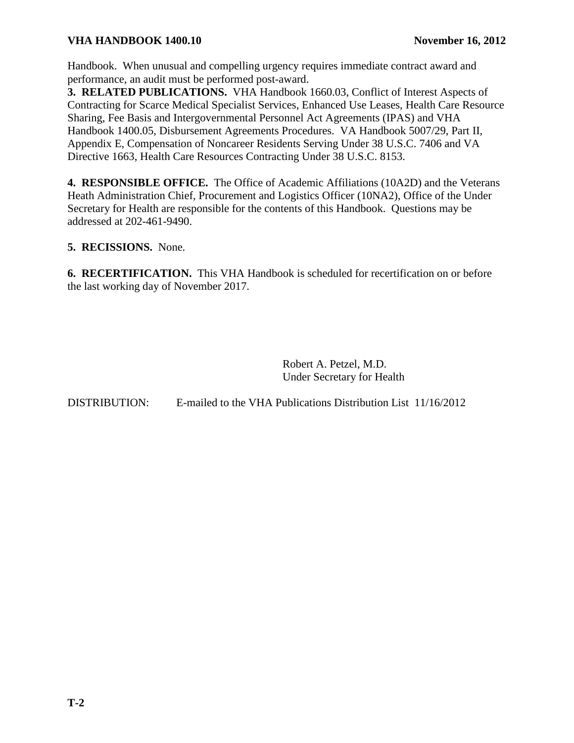Handbook. When unusual and compelling urgency requires immediate contract award and performance, an audit must be performed post-award.

**3. RELATED PUBLICATIONS.** VHA Handbook 1660.03, Conflict of Interest Aspects of Contracting for Scarce Medical Specialist Services, Enhanced Use Leases, Health Care Resource Sharing, Fee Basis and Intergovernmental Personnel Act Agreements (IPAS) and VHA Handbook 1400.05, Disbursement Agreements Procedures. VA Handbook 5007/29, Part II, Appendix E, Compensation of Noncareer Residents Serving Under 38 U.S.C. 7406 and VA Directive 1663, Health Care Resources Contracting Under 38 U.S.C. 8153.

**4. RESPONSIBLE OFFICE.** The Office of Academic Affiliations (10A2D) and the Veterans Heath Administration Chief, Procurement and Logistics Officer (10NA2), Office of the Under Secretary for Health are responsible for the contents of this Handbook. Questions may be addressed at 202-461-9490.

**5. RECISSIONS.** None.

**6. RECERTIFICATION.** This VHA Handbook is scheduled for recertification on or before the last working day of November 2017.

Robert A. Petzel, M.D.
Under Secretary for Health

DISTRIBUTION: E-mailed to the VHA Publications Distribution List 11/16/2012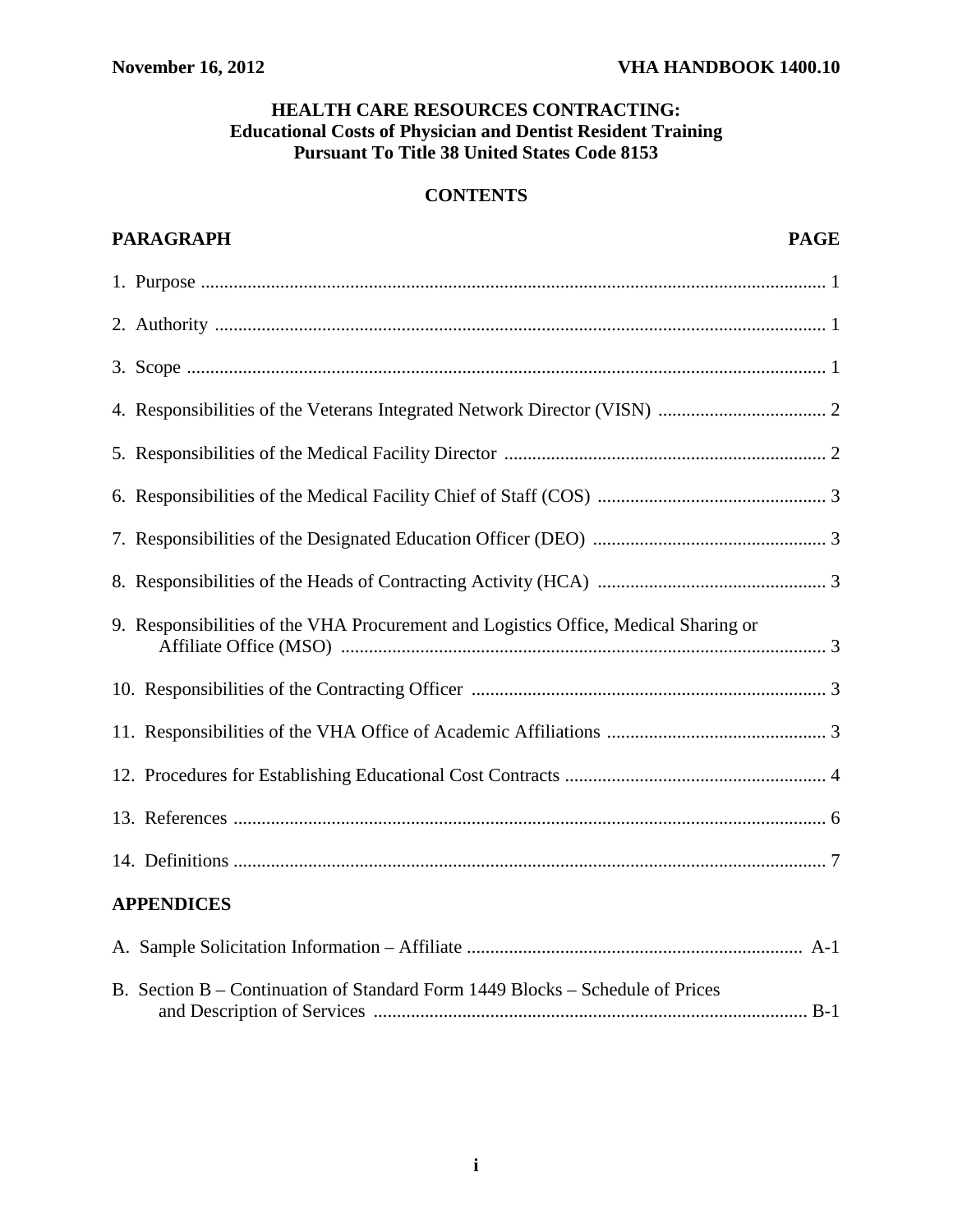**HEALTH CARE RESOURCES CONTRACTING:**
**Educational Costs of Physician and Dentist Resident Training**
**Pursuant To Title 38 United States Code 8153**

## CONTENTS

| PARAGRAPH | PAGE |
|---|---|
| 1. Purpose | 1 |
| 2. Authority | 1 |
| 3. Scope | 1 |
| 4. Responsibilities of the Veterans Integrated Network Director (VISN) | 2 |
| 5. Responsibilities of the Medical Facility Director | 2 |
| 6. Responsibilities of the Medical Facility Chief of Staff (COS) | 3 |
| 7. Responsibilities of the Designated Education Officer (DEO) | 3 |
| 8. Responsibilities of the Heads of Contracting Activity (HCA) | 3 |
| 9. Responsibilities of the VHA Procurement and Logistics Office, Medical Sharing or Affiliate Office (MSO) | 3 |
| 10. Responsibilities of the Contracting Officer | 3 |
| 11. Responsibilities of the VHA Office of Academic Affiliations | 3 |
| 12. Procedures for Establishing Educational Cost Contracts | 4 |
| 13. References | 6 |
| 14. Definitions | 7 |

**APPENDICES**

| | |
|---|---|
| A. Sample Solicitation Information – Affiliate | A-1 |
| B. Section B – Continuation of Standard Form 1449 Blocks – Schedule of Prices and Description of Services | B-1 |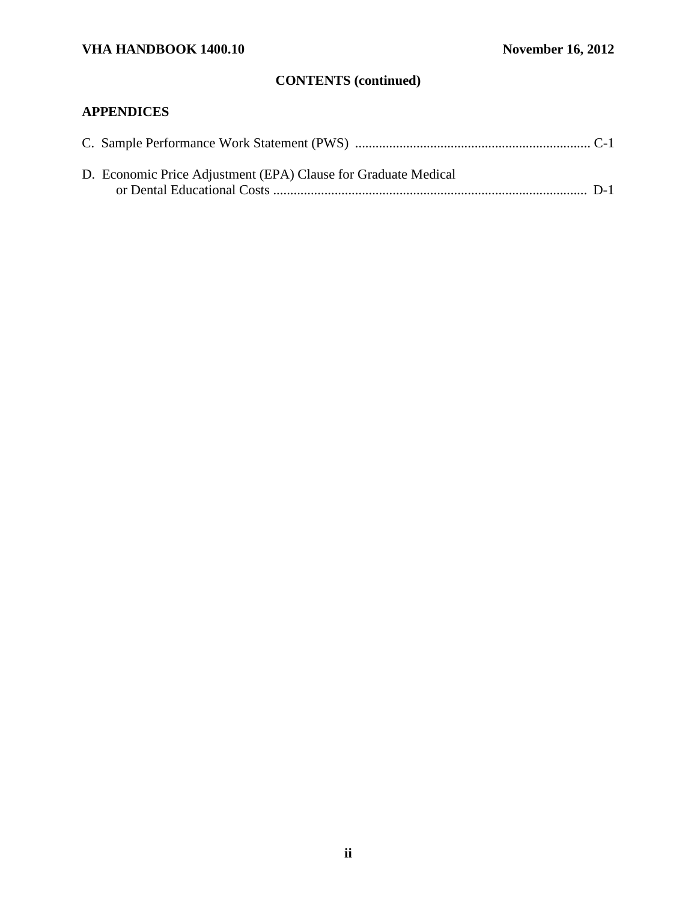## CONTENTS (continued)

### APPENDICES

C. Sample Performance Work Statement (PWS) ..................................................................... C-1

D. Economic Price Adjustment (EPA) Clause for Graduate Medical or Dental Educational Costs ............................................................................................ D-1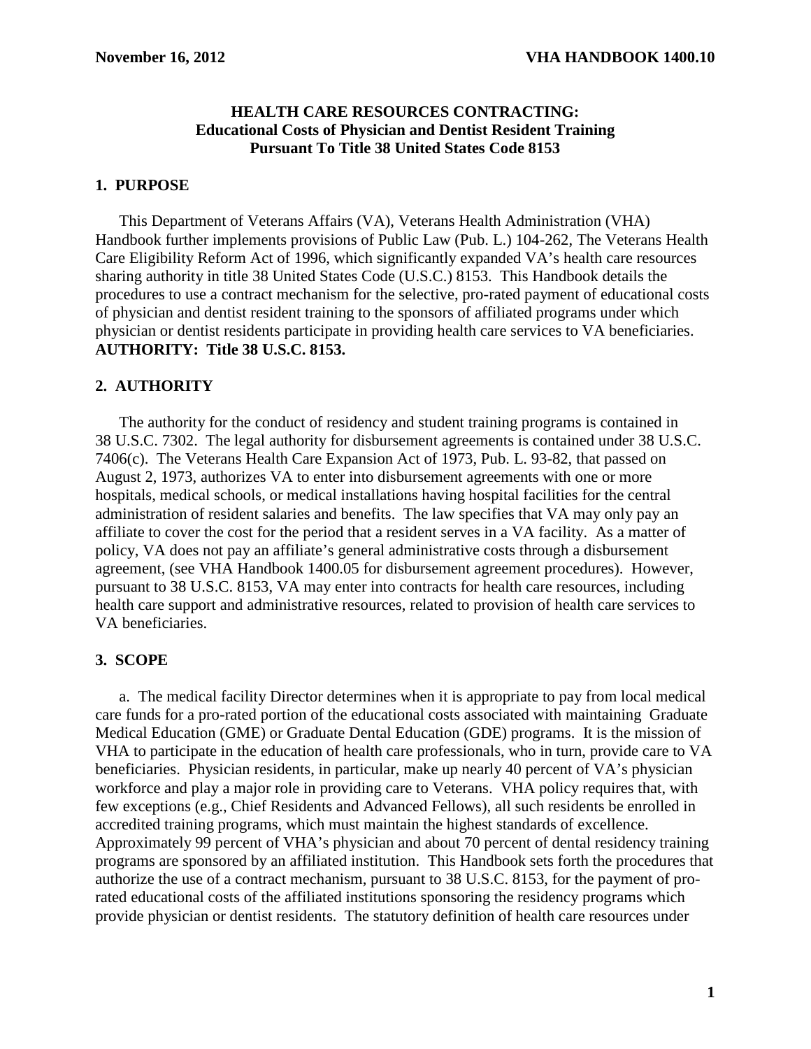## HEALTH CARE RESOURCES CONTRACTING: Educational Costs of Physician and Dentist Resident Training Pursuant To Title 38 United States Code 8153

### 1. PURPOSE

This Department of Veterans Affairs (VA), Veterans Health Administration (VHA) Handbook further implements provisions of Public Law (Pub. L.) 104-262, The Veterans Health Care Eligibility Reform Act of 1996, which significantly expanded VA's health care resources sharing authority in title 38 United States Code (U.S.C.) 8153. This Handbook details the procedures to use a contract mechanism for the selective, pro-rated payment of educational costs of physician and dentist resident training to the sponsors of affiliated programs under which physician or dentist residents participate in providing health care services to VA beneficiaries. **AUTHORITY: Title 38 U.S.C. 8153.**

### 2. AUTHORITY

The authority for the conduct of residency and student training programs is contained in 38 U.S.C. 7302. The legal authority for disbursement agreements is contained under 38 U.S.C. 7406(c). The Veterans Health Care Expansion Act of 1973, Pub. L. 93-82, that passed on August 2, 1973, authorizes VA to enter into disbursement agreements with one or more hospitals, medical schools, or medical installations having hospital facilities for the central administration of resident salaries and benefits. The law specifies that VA may only pay an affiliate to cover the cost for the period that a resident serves in a VA facility. As a matter of policy, VA does not pay an affiliate's general administrative costs through a disbursement agreement, (see VHA Handbook 1400.05 for disbursement agreement procedures). However, pursuant to 38 U.S.C. 8153, VA may enter into contracts for health care resources, including health care support and administrative resources, related to provision of health care services to VA beneficiaries.

### 3. SCOPE

a. The medical facility Director determines when it is appropriate to pay from local medical care funds for a pro-rated portion of the educational costs associated with maintaining Graduate Medical Education (GME) or Graduate Dental Education (GDE) programs. It is the mission of VHA to participate in the education of health care professionals, who in turn, provide care to VA beneficiaries. Physician residents, in particular, make up nearly 40 percent of VA's physician workforce and play a major role in providing care to Veterans. VHA policy requires that, with few exceptions (e.g., Chief Residents and Advanced Fellows), all such residents be enrolled in accredited training programs, which must maintain the highest standards of excellence. Approximately 99 percent of VHA's physician and about 70 percent of dental residency training programs are sponsored by an affiliated institution. This Handbook sets forth the procedures that authorize the use of a contract mechanism, pursuant to 38 U.S.C. 8153, for the payment of pro-rated educational costs of the affiliated institutions sponsoring the residency programs which provide physician or dentist residents. The statutory definition of health care resources under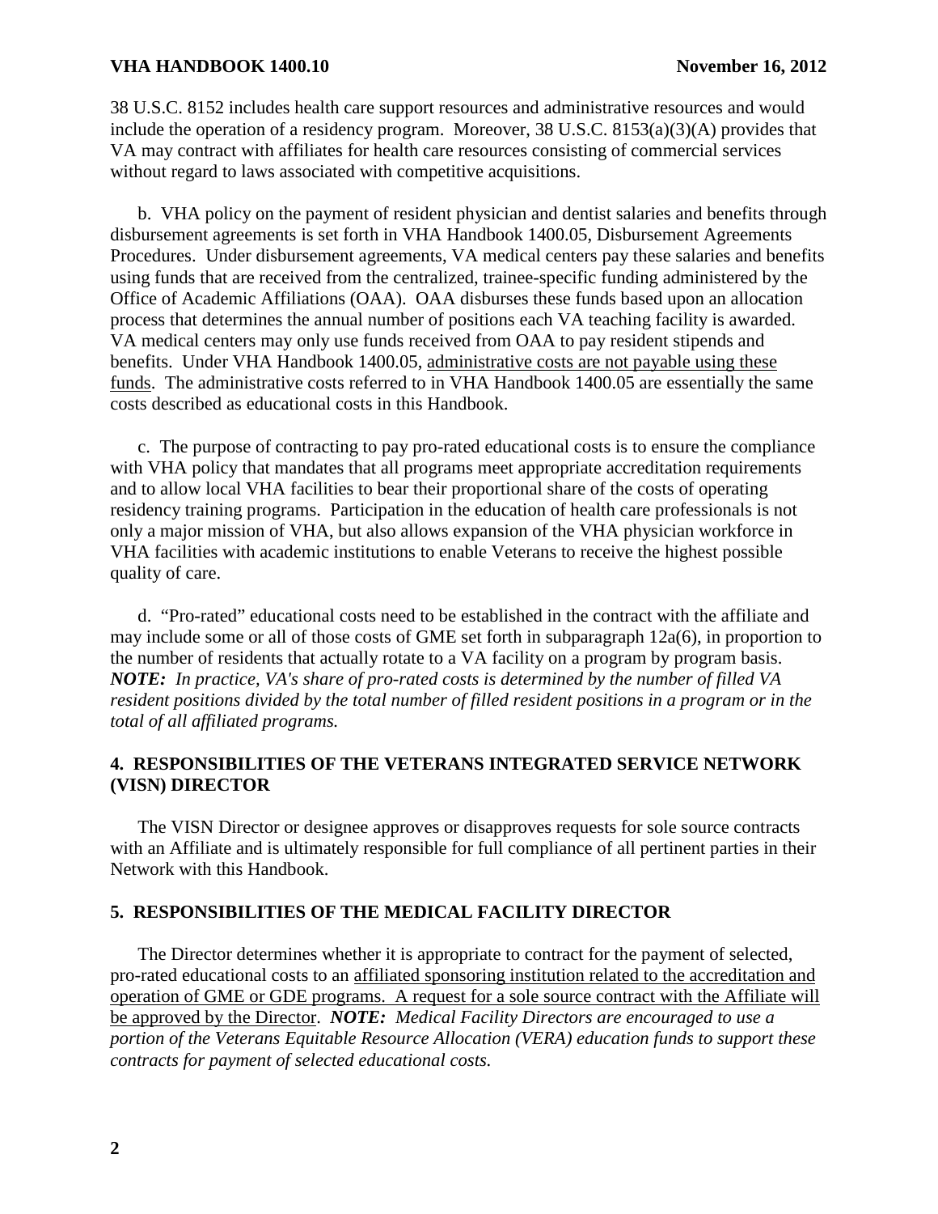38 U.S.C. 8152 includes health care support resources and administrative resources and would include the operation of a residency program. Moreover, 38 U.S.C. 8153(a)(3)(A) provides that VA may contract with affiliates for health care resources consisting of commercial services without regard to laws associated with competitive acquisitions.

b. VHA policy on the payment of resident physician and dentist salaries and benefits through disbursement agreements is set forth in VHA Handbook 1400.05, Disbursement Agreements Procedures. Under disbursement agreements, VA medical centers pay these salaries and benefits using funds that are received from the centralized, trainee-specific funding administered by the Office of Academic Affiliations (OAA). OAA disburses these funds based upon an allocation process that determines the annual number of positions each VA teaching facility is awarded. VA medical centers may only use funds received from OAA to pay resident stipends and benefits. Under VHA Handbook 1400.05, <u>administrative costs are not payable using these funds</u>. The administrative costs referred to in VHA Handbook 1400.05 are essentially the same costs described as educational costs in this Handbook.

c. The purpose of contracting to pay pro-rated educational costs is to ensure the compliance with VHA policy that mandates that all programs meet appropriate accreditation requirements and to allow local VHA facilities to bear their proportional share of the costs of operating residency training programs. Participation in the education of health care professionals is not only a major mission of VHA, but also allows expansion of the VHA physician workforce in VHA facilities with academic institutions to enable Veterans to receive the highest possible quality of care.

d. "Pro-rated" educational costs need to be established in the contract with the affiliate and may include some or all of those costs of GME set forth in subparagraph 12a(6), in proportion to the number of residents that actually rotate to a VA facility on a program by program basis. ***NOTE:*** *In practice, VA's share of pro-rated costs is determined by the number of filled VA resident positions divided by the total number of filled resident positions in a program or in the total of all affiliated programs.*

## 4. RESPONSIBILITIES OF THE VETERANS INTEGRATED SERVICE NETWORK (VISN) DIRECTOR

The VISN Director or designee approves or disapproves requests for sole source contracts with an Affiliate and is ultimately responsible for full compliance of all pertinent parties in their Network with this Handbook.

## 5. RESPONSIBILITIES OF THE MEDICAL FACILITY DIRECTOR

The Director determines whether it is appropriate to contract for the payment of selected, pro-rated educational costs to an <u>affiliated sponsoring institution related to the accreditation and operation of GME or GDE programs. A request for a sole source contract with the Affiliate will be approved by the Director</u>. ***NOTE:*** *Medical Facility Directors are encouraged to use a portion of the Veterans Equitable Resource Allocation (VERA) education funds to support these contracts for payment of selected educational costs.*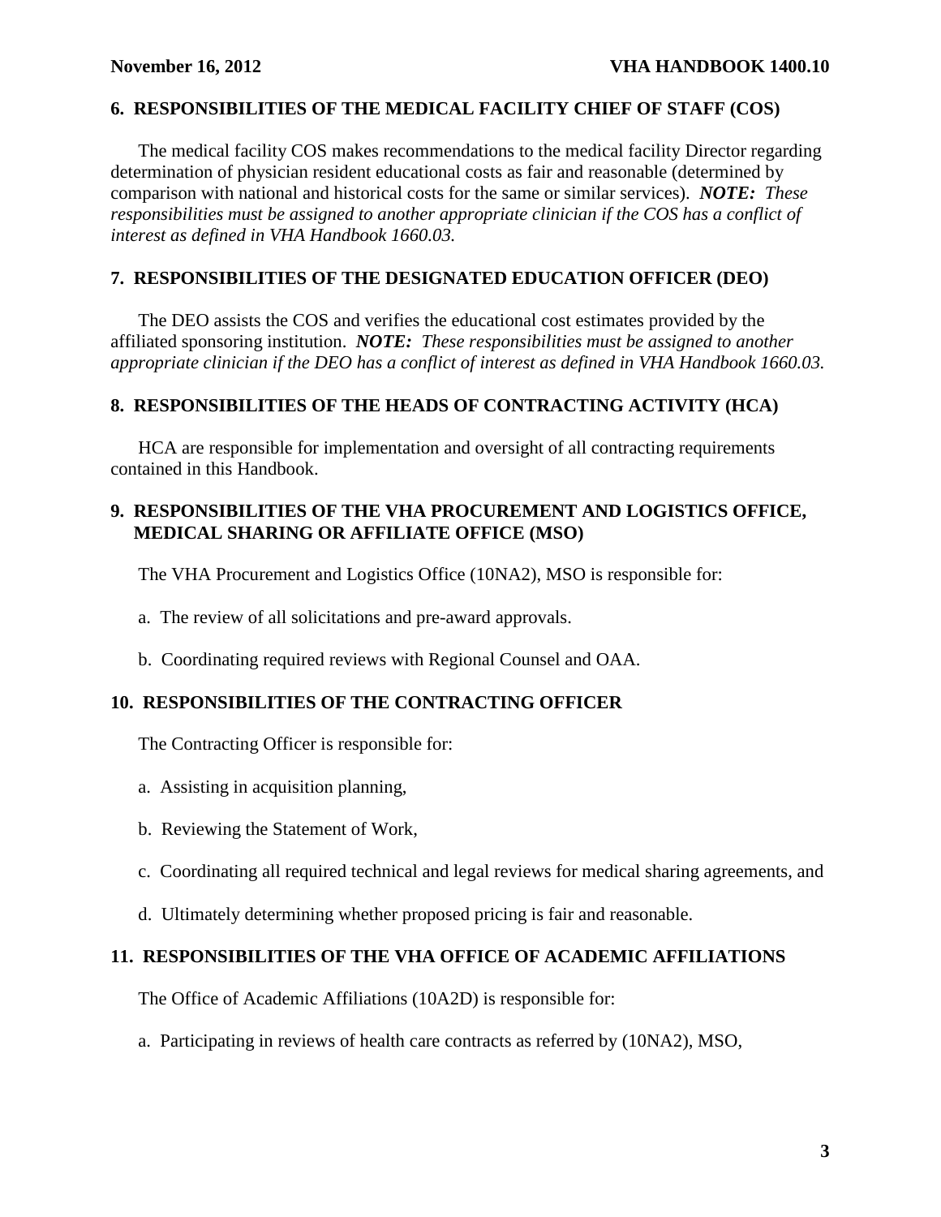## 6. RESPONSIBILITIES OF THE MEDICAL FACILITY CHIEF OF STAFF (COS)

The medical facility COS makes recommendations to the medical facility Director regarding determination of physician resident educational costs as fair and reasonable (determined by comparison with national and historical costs for the same or similar services). ***NOTE:*** *These responsibilities must be assigned to another appropriate clinician if the COS has a conflict of interest as defined in VHA Handbook 1660.03.*

## 7. RESPONSIBILITIES OF THE DESIGNATED EDUCATION OFFICER (DEO)

The DEO assists the COS and verifies the educational cost estimates provided by the affiliated sponsoring institution. ***NOTE:*** *These responsibilities must be assigned to another appropriate clinician if the DEO has a conflict of interest as defined in VHA Handbook 1660.03.*

## 8. RESPONSIBILITIES OF THE HEADS OF CONTRACTING ACTIVITY (HCA)

HCA are responsible for implementation and oversight of all contracting requirements contained in this Handbook.

## 9. RESPONSIBILITIES OF THE VHA PROCUREMENT AND LOGISTICS OFFICE, MEDICAL SHARING OR AFFILIATE OFFICE (MSO)

The VHA Procurement and Logistics Office (10NA2), MSO is responsible for:

a. The review of all solicitations and pre-award approvals.

b. Coordinating required reviews with Regional Counsel and OAA.

## 10. RESPONSIBILITIES OF THE CONTRACTING OFFICER

The Contracting Officer is responsible for:

a. Assisting in acquisition planning,

b. Reviewing the Statement of Work,

c. Coordinating all required technical and legal reviews for medical sharing agreements, and

d. Ultimately determining whether proposed pricing is fair and reasonable.

## 11. RESPONSIBILITIES OF THE VHA OFFICE OF ACADEMIC AFFILIATIONS

The Office of Academic Affiliations (10A2D) is responsible for:

a. Participating in reviews of health care contracts as referred by (10NA2), MSO,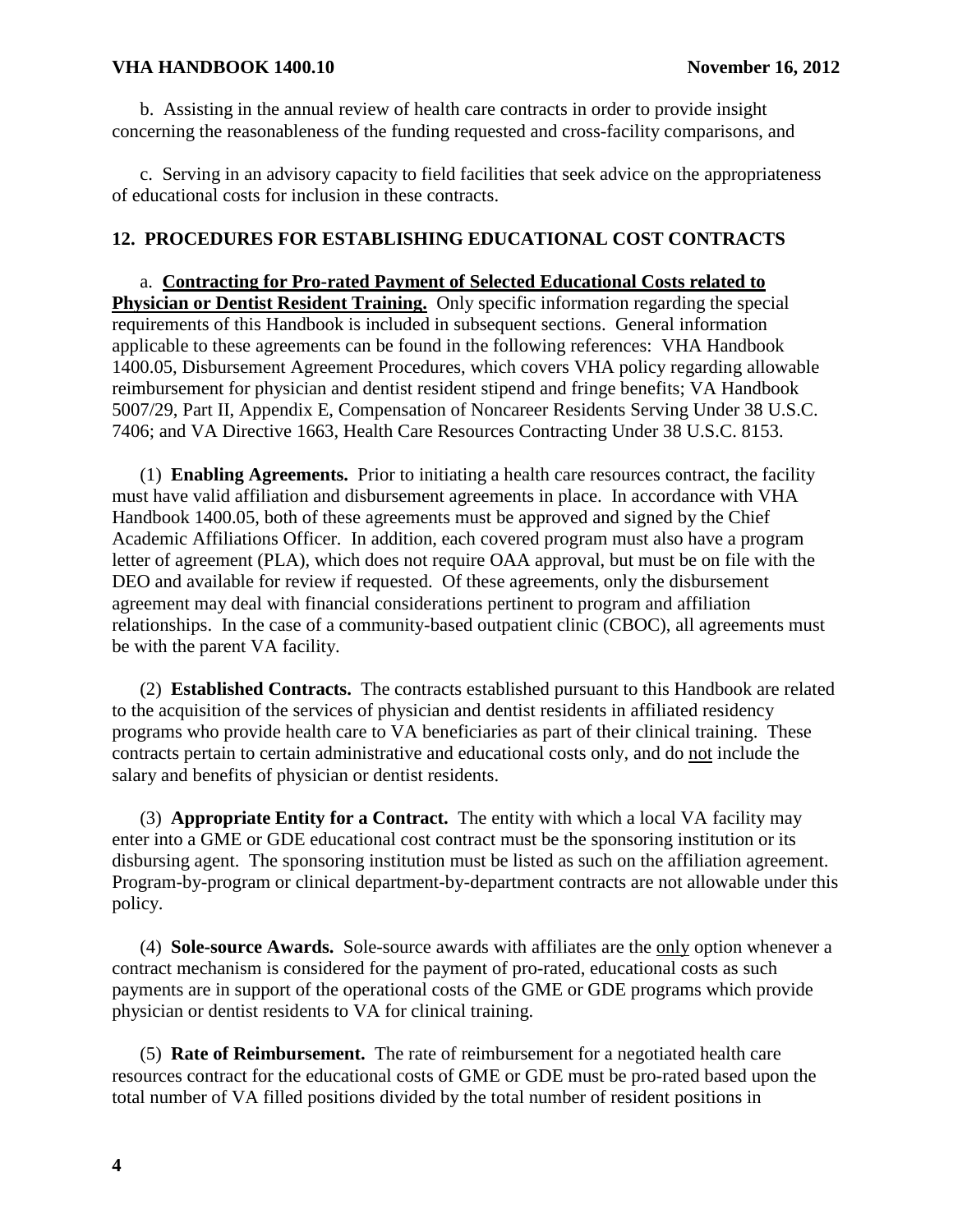b. Assisting in the annual review of health care contracts in order to provide insight concerning the reasonableness of the funding requested and cross-facility comparisons, and

c. Serving in an advisory capacity to field facilities that seek advice on the appropriateness of educational costs for inclusion in these contracts.

## 12. PROCEDURES FOR ESTABLISHING EDUCATIONAL COST CONTRACTS

a. **Contracting for Pro-rated Payment of Selected Educational Costs related to Physician or Dentist Resident Training.** Only specific information regarding the special requirements of this Handbook is included in subsequent sections. General information applicable to these agreements can be found in the following references: VHA Handbook 1400.05, Disbursement Agreement Procedures, which covers VHA policy regarding allowable reimbursement for physician and dentist resident stipend and fringe benefits; VA Handbook 5007/29, Part II, Appendix E, Compensation of Noncareer Residents Serving Under 38 U.S.C. 7406; and VA Directive 1663, Health Care Resources Contracting Under 38 U.S.C. 8153.

(1) **Enabling Agreements.** Prior to initiating a health care resources contract, the facility must have valid affiliation and disbursement agreements in place. In accordance with VHA Handbook 1400.05, both of these agreements must be approved and signed by the Chief Academic Affiliations Officer. In addition, each covered program must also have a program letter of agreement (PLA), which does not require OAA approval, but must be on file with the DEO and available for review if requested. Of these agreements, only the disbursement agreement may deal with financial considerations pertinent to program and affiliation relationships. In the case of a community-based outpatient clinic (CBOC), all agreements must be with the parent VA facility.

(2) **Established Contracts.** The contracts established pursuant to this Handbook are related to the acquisition of the services of physician and dentist residents in affiliated residency programs who provide health care to VA beneficiaries as part of their clinical training. These contracts pertain to certain administrative and educational costs only, and do not include the salary and benefits of physician or dentist residents.

(3) **Appropriate Entity for a Contract.** The entity with which a local VA facility may enter into a GME or GDE educational cost contract must be the sponsoring institution or its disbursing agent. The sponsoring institution must be listed as such on the affiliation agreement. Program-by-program or clinical department-by-department contracts are not allowable under this policy.

(4) **Sole-source Awards.** Sole-source awards with affiliates are the only option whenever a contract mechanism is considered for the payment of pro-rated, educational costs as such payments are in support of the operational costs of the GME or GDE programs which provide physician or dentist residents to VA for clinical training.

(5) **Rate of Reimbursement.** The rate of reimbursement for a negotiated health care resources contract for the educational costs of GME or GDE must be pro-rated based upon the total number of VA filled positions divided by the total number of resident positions in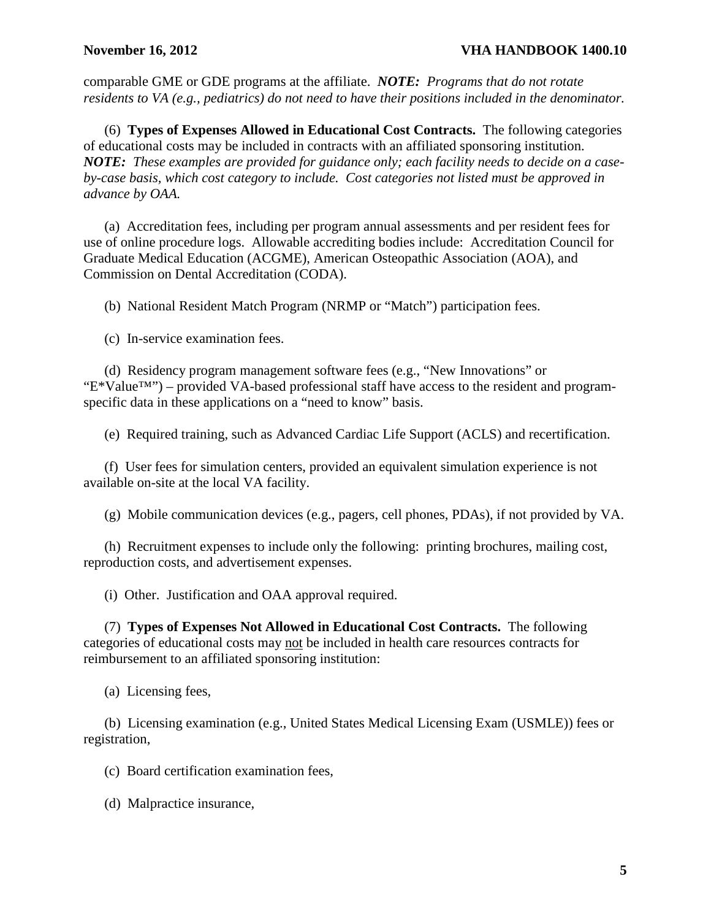comparable GME or GDE programs at the affiliate. ***NOTE:*** *Programs that do not rotate residents to VA (e.g., pediatrics) do not need to have their positions included in the denominator.*

(6) **Types of Expenses Allowed in Educational Cost Contracts.** The following categories of educational costs may be included in contracts with an affiliated sponsoring institution. ***NOTE:*** *These examples are provided for guidance only; each facility needs to decide on a case-by-case basis, which cost category to include. Cost categories not listed must be approved in advance by OAA.*

(a) Accreditation fees, including per program annual assessments and per resident fees for use of online procedure logs. Allowable accrediting bodies include: Accreditation Council for Graduate Medical Education (ACGME), American Osteopathic Association (AOA), and Commission on Dental Accreditation (CODA).

(b) National Resident Match Program (NRMP or "Match") participation fees.

(c) In-service examination fees.

(d) Residency program management software fees (e.g., "New Innovations" or "E*Value™") – provided VA-based professional staff have access to the resident and program-specific data in these applications on a "need to know" basis.

(e) Required training, such as Advanced Cardiac Life Support (ACLS) and recertification.

(f) User fees for simulation centers, provided an equivalent simulation experience is not available on-site at the local VA facility.

(g) Mobile communication devices (e.g., pagers, cell phones, PDAs), if not provided by VA.

(h) Recruitment expenses to include only the following: printing brochures, mailing cost, reproduction costs, and advertisement expenses.

(i) Other. Justification and OAA approval required.

(7) **Types of Expenses Not Allowed in Educational Cost Contracts.** The following categories of educational costs may not be included in health care resources contracts for reimbursement to an affiliated sponsoring institution:

(a) Licensing fees,

(b) Licensing examination (e.g., United States Medical Licensing Exam (USMLE)) fees or registration,

(c) Board certification examination fees,

(d) Malpractice insurance,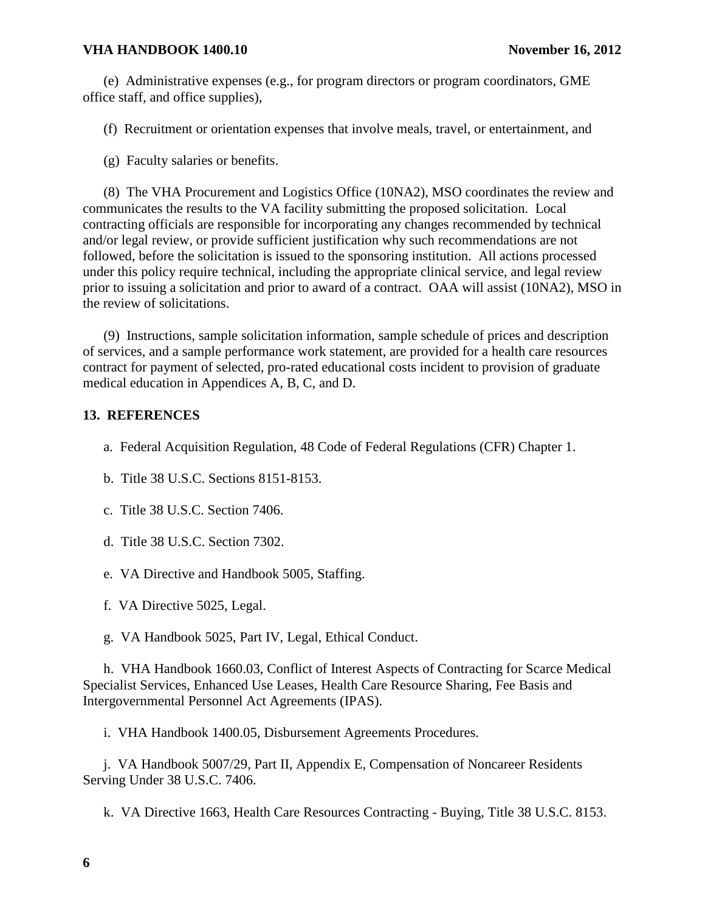(e) Administrative expenses (e.g., for program directors or program coordinators, GME office staff, and office supplies),

(f) Recruitment or orientation expenses that involve meals, travel, or entertainment, and

(g) Faculty salaries or benefits.

(8) The VHA Procurement and Logistics Office (10NA2), MSO coordinates the review and communicates the results to the VA facility submitting the proposed solicitation. Local contracting officials are responsible for incorporating any changes recommended by technical and/or legal review, or provide sufficient justification why such recommendations are not followed, before the solicitation is issued to the sponsoring institution. All actions processed under this policy require technical, including the appropriate clinical service, and legal review prior to issuing a solicitation and prior to award of a contract. OAA will assist (10NA2), MSO in the review of solicitations.

(9) Instructions, sample solicitation information, sample schedule of prices and description of services, and a sample performance work statement, are provided for a health care resources contract for payment of selected, pro-rated educational costs incident to provision of graduate medical education in Appendices A, B, C, and D.

## 13. REFERENCES

a. Federal Acquisition Regulation, 48 Code of Federal Regulations (CFR) Chapter 1.

b. Title 38 U.S.C. Sections 8151-8153.

c. Title 38 U.S.C. Section 7406.

d. Title 38 U.S.C. Section 7302.

e. VA Directive and Handbook 5005, Staffing.

f. VA Directive 5025, Legal.

g. VA Handbook 5025, Part IV, Legal, Ethical Conduct.

h. VHA Handbook 1660.03, Conflict of Interest Aspects of Contracting for Scarce Medical Specialist Services, Enhanced Use Leases, Health Care Resource Sharing, Fee Basis and Intergovernmental Personnel Act Agreements (IPAS).

i. VHA Handbook 1400.05, Disbursement Agreements Procedures.

j. VA Handbook 5007/29, Part II, Appendix E, Compensation of Noncareer Residents Serving Under 38 U.S.C. 7406.

k. VA Directive 1663, Health Care Resources Contracting - Buying, Title 38 U.S.C. 8153.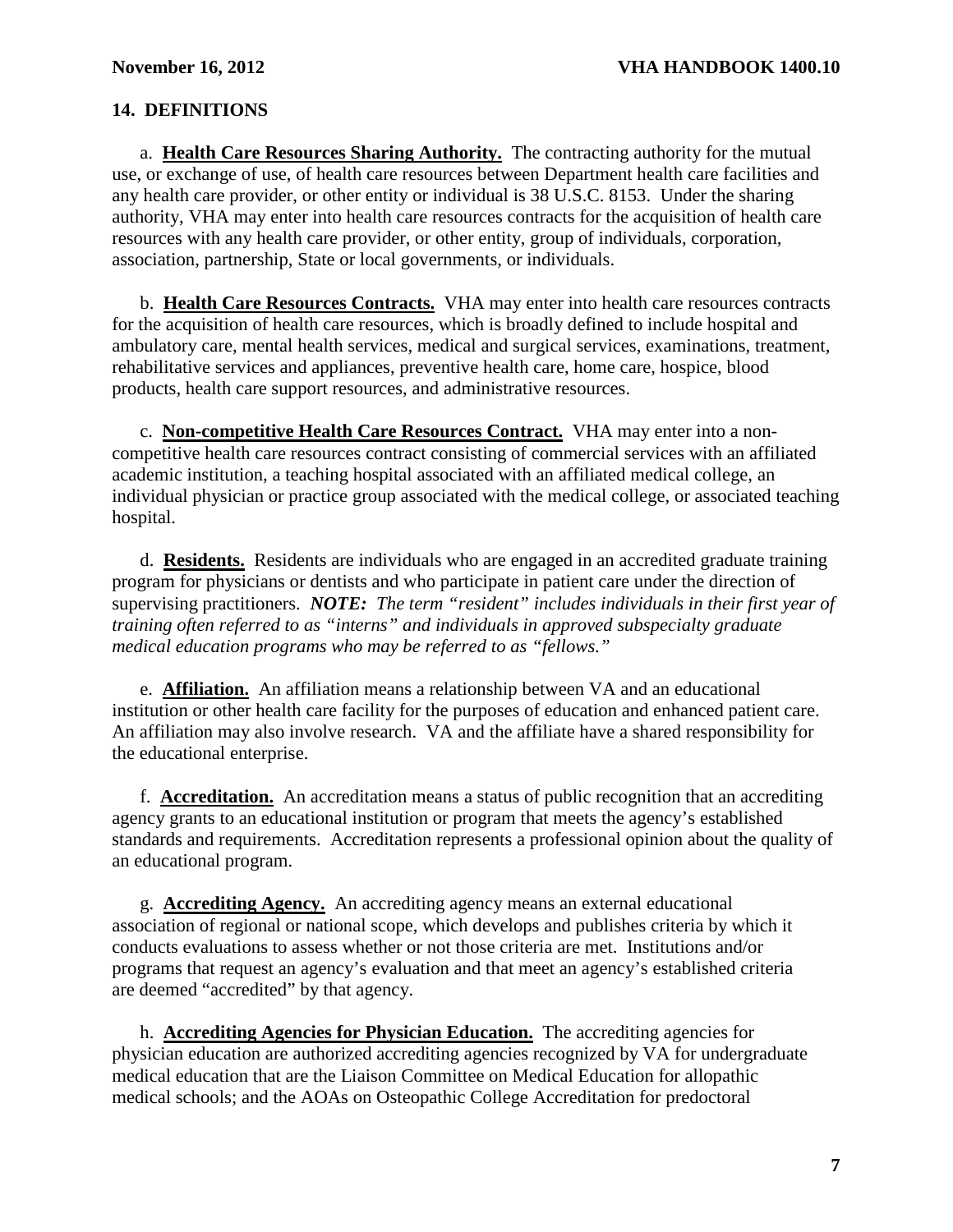## 14. DEFINITIONS

a. **Health Care Resources Sharing Authority.** The contracting authority for the mutual use, or exchange of use, of health care resources between Department health care facilities and any health care provider, or other entity or individual is 38 U.S.C. 8153. Under the sharing authority, VHA may enter into health care resources contracts for the acquisition of health care resources with any health care provider, or other entity, group of individuals, corporation, association, partnership, State or local governments, or individuals.

b. **Health Care Resources Contracts.** VHA may enter into health care resources contracts for the acquisition of health care resources, which is broadly defined to include hospital and ambulatory care, mental health services, medical and surgical services, examinations, treatment, rehabilitative services and appliances, preventive health care, home care, hospice, blood products, health care support resources, and administrative resources.

c. **Non-competitive Health Care Resources Contract.** VHA may enter into a non-competitive health care resources contract consisting of commercial services with an affiliated academic institution, a teaching hospital associated with an affiliated medical college, an individual physician or practice group associated with the medical college, or associated teaching hospital.

d. **Residents.** Residents are individuals who are engaged in an accredited graduate training program for physicians or dentists and who participate in patient care under the direction of supervising practitioners. ***NOTE:*** *The term "resident" includes individuals in their first year of training often referred to as "interns" and individuals in approved subspecialty graduate medical education programs who may be referred to as "fellows."*

e. **Affiliation.** An affiliation means a relationship between VA and an educational institution or other health care facility for the purposes of education and enhanced patient care. An affiliation may also involve research. VA and the affiliate have a shared responsibility for the educational enterprise.

f. **Accreditation.** An accreditation means a status of public recognition that an accrediting agency grants to an educational institution or program that meets the agency's established standards and requirements. Accreditation represents a professional opinion about the quality of an educational program.

g. **Accrediting Agency.** An accrediting agency means an external educational association of regional or national scope, which develops and publishes criteria by which it conducts evaluations to assess whether or not those criteria are met. Institutions and/or programs that request an agency's evaluation and that meet an agency's established criteria are deemed "accredited" by that agency.

h. **Accrediting Agencies for Physician Education.** The accrediting agencies for physician education are authorized accrediting agencies recognized by VA for undergraduate medical education that are the Liaison Committee on Medical Education for allopathic medical schools; and the AOAs on Osteopathic College Accreditation for predoctoral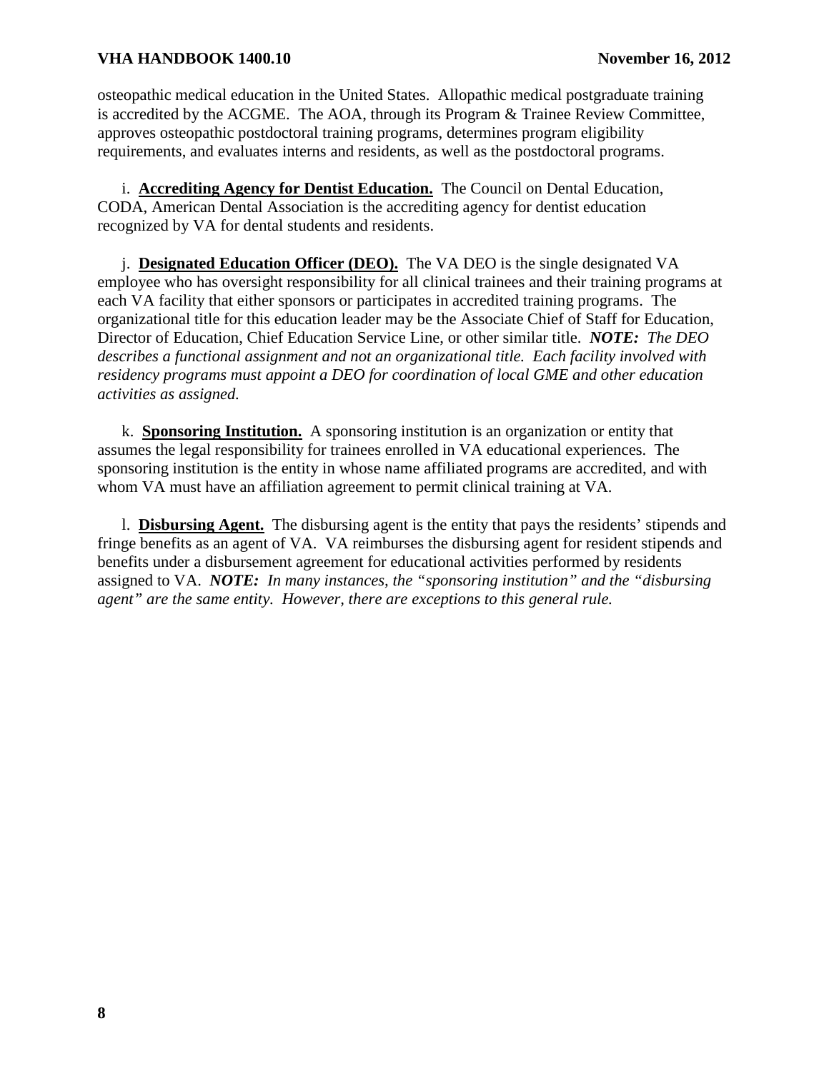osteopathic medical education in the United States. Allopathic medical postgraduate training is accredited by the ACGME. The AOA, through its Program & Trainee Review Committee, approves osteopathic postdoctoral training programs, determines program eligibility requirements, and evaluates interns and residents, as well as the postdoctoral programs.

i. **Accrediting Agency for Dentist Education.** The Council on Dental Education, CODA, American Dental Association is the accrediting agency for dentist education recognized by VA for dental students and residents.

j. **Designated Education Officer (DEO).** The VA DEO is the single designated VA employee who has oversight responsibility for all clinical trainees and their training programs at each VA facility that either sponsors or participates in accredited training programs. The organizational title for this education leader may be the Associate Chief of Staff for Education, Director of Education, Chief Education Service Line, or other similar title. ***NOTE:*** *The DEO describes a functional assignment and not an organizational title. Each facility involved with residency programs must appoint a DEO for coordination of local GME and other education activities as assigned.*

k. **Sponsoring Institution.** A sponsoring institution is an organization or entity that assumes the legal responsibility for trainees enrolled in VA educational experiences. The sponsoring institution is the entity in whose name affiliated programs are accredited, and with whom VA must have an affiliation agreement to permit clinical training at VA.

l. **Disbursing Agent.** The disbursing agent is the entity that pays the residents' stipends and fringe benefits as an agent of VA. VA reimburses the disbursing agent for resident stipends and benefits under a disbursement agreement for educational activities performed by residents assigned to VA. ***NOTE:*** *In many instances, the "sponsoring institution" and the "disbursing agent" are the same entity. However, there are exceptions to this general rule.*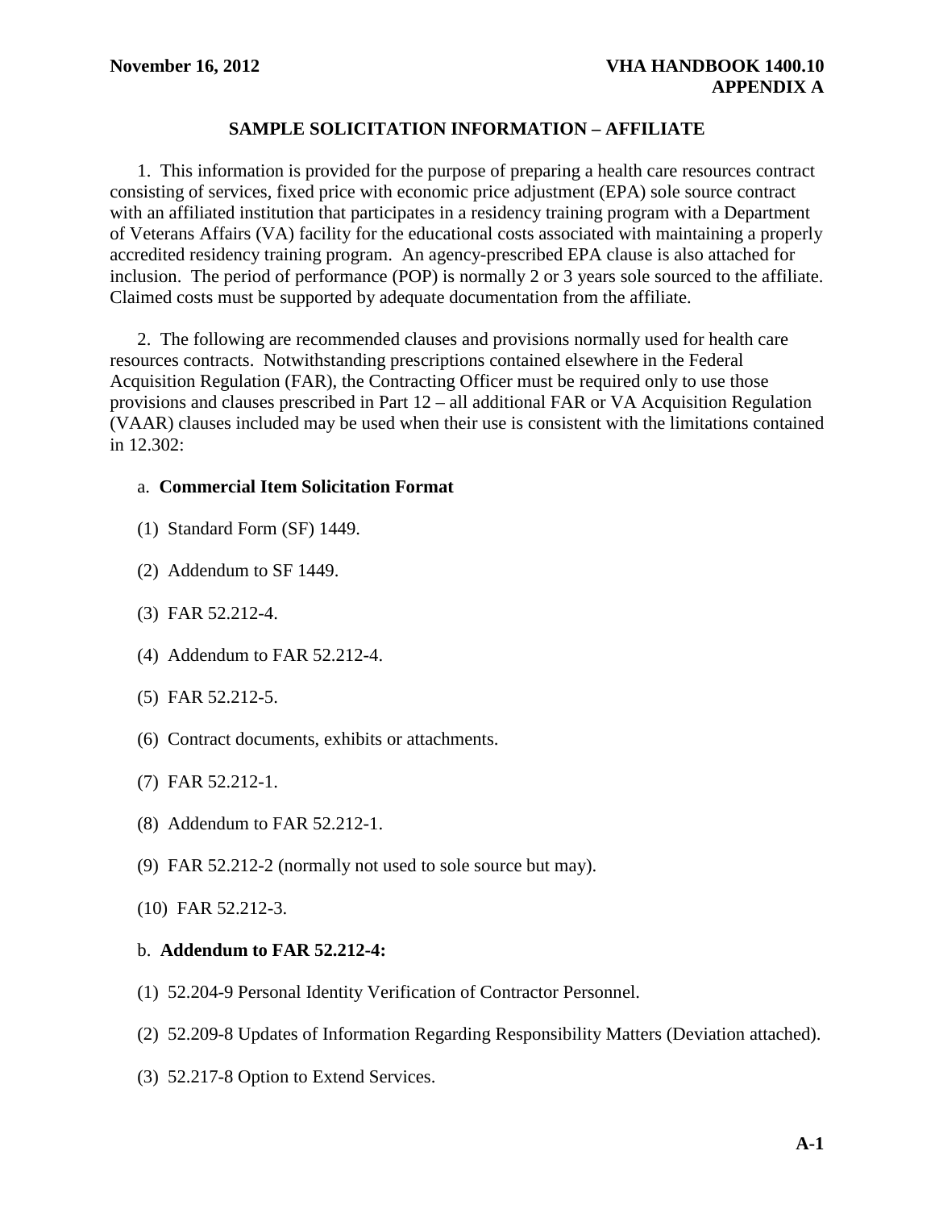## SAMPLE SOLICITATION INFORMATION – AFFILIATE

1. This information is provided for the purpose of preparing a health care resources contract consisting of services, fixed price with economic price adjustment (EPA) sole source contract with an affiliated institution that participates in a residency training program with a Department of Veterans Affairs (VA) facility for the educational costs associated with maintaining a properly accredited residency training program. An agency-prescribed EPA clause is also attached for inclusion. The period of performance (POP) is normally 2 or 3 years sole sourced to the affiliate. Claimed costs must be supported by adequate documentation from the affiliate.

2. The following are recommended clauses and provisions normally used for health care resources contracts. Notwithstanding prescriptions contained elsewhere in the Federal Acquisition Regulation (FAR), the Contracting Officer must be required only to use those provisions and clauses prescribed in Part 12 – all additional FAR or VA Acquisition Regulation (VAAR) clauses included may be used when their use is consistent with the limitations contained in 12.302:

a. **Commercial Item Solicitation Format**

(1) Standard Form (SF) 1449.

(2) Addendum to SF 1449.

(3) FAR 52.212-4.

(4) Addendum to FAR 52.212-4.

(5) FAR 52.212-5.

(6) Contract documents, exhibits or attachments.

(7) FAR 52.212-1.

(8) Addendum to FAR 52.212-1.

(9) FAR 52.212-2 (normally not used to sole source but may).

(10) FAR 52.212-3.

b. **Addendum to FAR 52.212-4:**

(1) 52.204-9 Personal Identity Verification of Contractor Personnel.

(2) 52.209-8 Updates of Information Regarding Responsibility Matters (Deviation attached).

(3) 52.217-8 Option to Extend Services.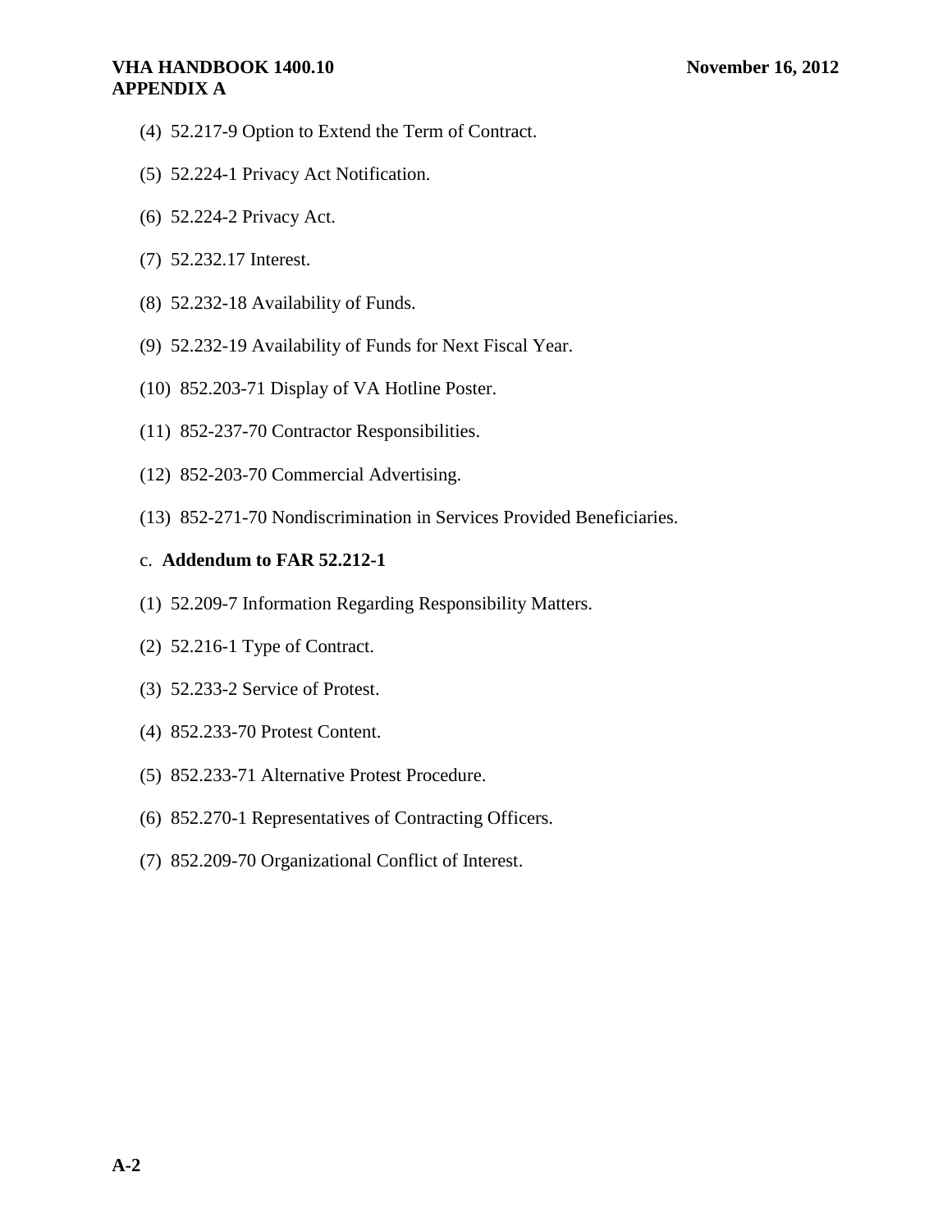(4) 52.217-9 Option to Extend the Term of Contract.

(5) 52.224-1 Privacy Act Notification.

(6) 52.224-2 Privacy Act.

(7) 52.232.17 Interest.

(8) 52.232-18 Availability of Funds.

(9) 52.232-19 Availability of Funds for Next Fiscal Year.

(10) 852.203-71 Display of VA Hotline Poster.

(11) 852-237-70 Contractor Responsibilities.

(12) 852-203-70 Commercial Advertising.

(13) 852-271-70 Nondiscrimination in Services Provided Beneficiaries.

c. **Addendum to FAR 52.212-1**

(1) 52.209-7 Information Regarding Responsibility Matters.

(2) 52.216-1 Type of Contract.

(3) 52.233-2 Service of Protest.

(4) 852.233-70 Protest Content.

(5) 852.233-71 Alternative Protest Procedure.

(6) 852.270-1 Representatives of Contracting Officers.

(7) 852.209-70 Organizational Conflict of Interest.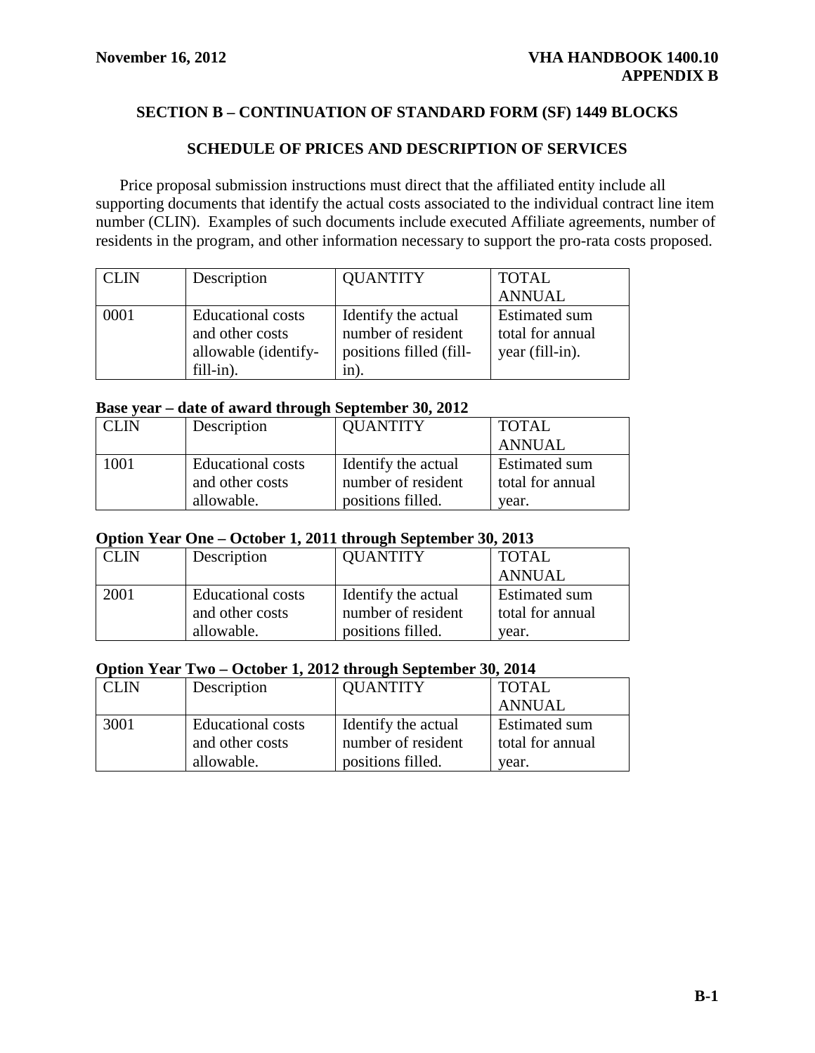## SECTION B – CONTINUATION OF STANDARD FORM (SF) 1449 BLOCKS

## SCHEDULE OF PRICES AND DESCRIPTION OF SERVICES

Price proposal submission instructions must direct that the affiliated entity include all supporting documents that identify the actual costs associated to the individual contract line item number (CLIN). Examples of such documents include executed Affiliate agreements, number of residents in the program, and other information necessary to support the pro-rata costs proposed.

| CLIN | Description | QUANTITY | TOTAL ANNUAL |
|---|---|---|---|
| 0001 | Educational costs and other costs allowable (identify-fill-in). | Identify the actual number of resident positions filled (fill-in). | Estimated sum total for annual year (fill-in). |

**Base year – date of award through September 30, 2012**

| CLIN | Description | QUANTITY | TOTAL ANNUAL |
|---|---|---|---|
| 1001 | Educational costs and other costs allowable. | Identify the actual number of resident positions filled. | Estimated sum total for annual year. |

**Option Year One – October 1, 2011 through September 30, 2013**

| CLIN | Description | QUANTITY | TOTAL ANNUAL |
|---|---|---|---|
| 2001 | Educational costs and other costs allowable. | Identify the actual number of resident positions filled. | Estimated sum total for annual year. |

**Option Year Two – October 1, 2012 through September 30, 2014**

| CLIN | Description | QUANTITY | TOTAL ANNUAL |
|---|---|---|---|
| 3001 | Educational costs and other costs allowable. | Identify the actual number of resident positions filled. | Estimated sum total for annual year. |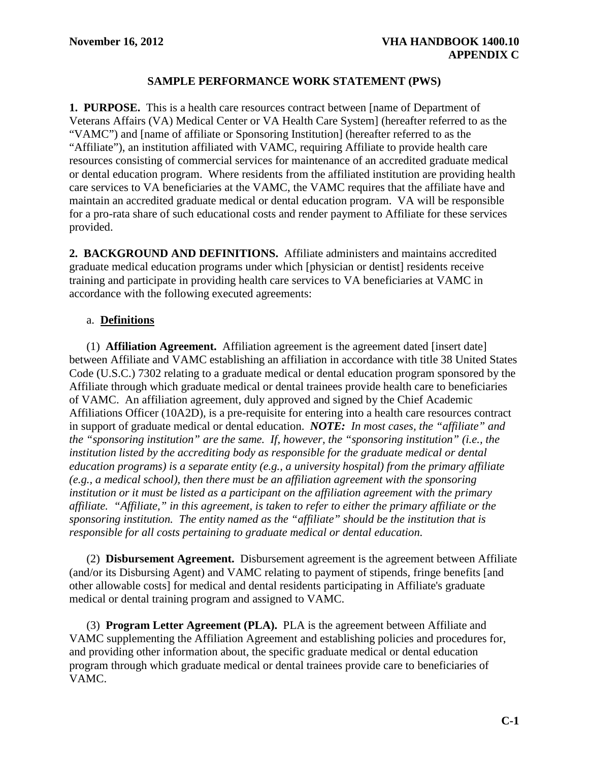# SAMPLE PERFORMANCE WORK STATEMENT (PWS)

**1. PURPOSE.** This is a health care resources contract between [name of Department of Veterans Affairs (VA) Medical Center or VA Health Care System] (hereafter referred to as the "VAMC") and [name of affiliate or Sponsoring Institution] (hereafter referred to as the "Affiliate"), an institution affiliated with VAMC, requiring Affiliate to provide health care resources consisting of commercial services for maintenance of an accredited graduate medical or dental education program. Where residents from the affiliated institution are providing health care services to VA beneficiaries at the VAMC, the VAMC requires that the affiliate have and maintain an accredited graduate medical or dental education program. VA will be responsible for a pro-rata share of such educational costs and render payment to Affiliate for these services provided.

**2. BACKGROUND AND DEFINITIONS.** Affiliate administers and maintains accredited graduate medical education programs under which [physician or dentist] residents receive training and participate in providing health care services to VA beneficiaries at VAMC in accordance with the following executed agreements:

a. **Definitions**

(1) **Affiliation Agreement.** Affiliation agreement is the agreement dated [insert date] between Affiliate and VAMC establishing an affiliation in accordance with title 38 United States Code (U.S.C.) 7302 relating to a graduate medical or dental education program sponsored by the Affiliate through which graduate medical or dental trainees provide health care to beneficiaries of VAMC. An affiliation agreement, duly approved and signed by the Chief Academic Affiliations Officer (10A2D), is a pre-requisite for entering into a health care resources contract in support of graduate medical or dental education. ***NOTE:*** *In most cases, the "affiliate" and the "sponsoring institution" are the same. If, however, the "sponsoring institution" (i.e., the institution listed by the accrediting body as responsible for the graduate medical or dental education programs) is a separate entity (e.g., a university hospital) from the primary affiliate (e.g., a medical school), then there must be an affiliation agreement with the sponsoring institution or it must be listed as a participant on the affiliation agreement with the primary affiliate. "Affiliate," in this agreement, is taken to refer to either the primary affiliate or the sponsoring institution. The entity named as the "affiliate" should be the institution that is responsible for all costs pertaining to graduate medical or dental education.*

(2) **Disbursement Agreement.** Disbursement agreement is the agreement between Affiliate (and/or its Disbursing Agent) and VAMC relating to payment of stipends, fringe benefits [and other allowable costs] for medical and dental residents participating in Affiliate's graduate medical or dental training program and assigned to VAMC.

(3) **Program Letter Agreement (PLA).** PLA is the agreement between Affiliate and VAMC supplementing the Affiliation Agreement and establishing policies and procedures for, and providing other information about, the specific graduate medical or dental education program through which graduate medical or dental trainees provide care to beneficiaries of VAMC.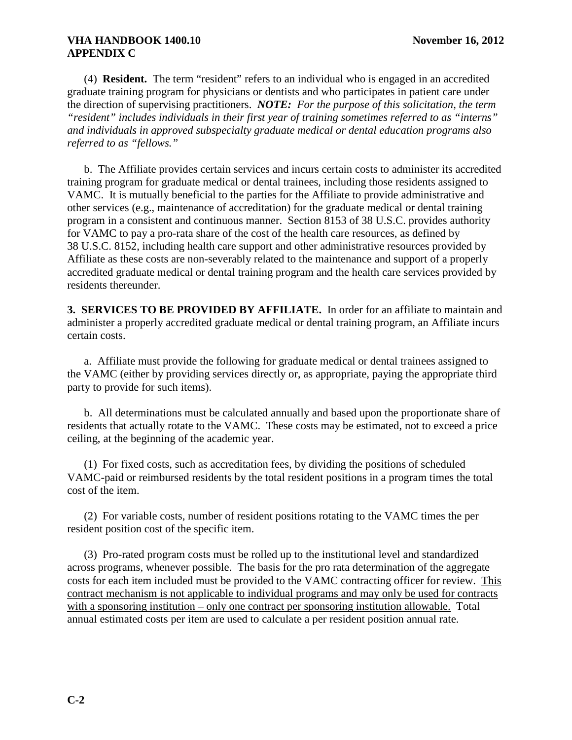(4) **Resident.** The term "resident" refers to an individual who is engaged in an accredited graduate training program for physicians or dentists and who participates in patient care under the direction of supervising practitioners. ***NOTE:*** *For the purpose of this solicitation, the term "resident" includes individuals in their first year of training sometimes referred to as "interns" and individuals in approved subspecialty graduate medical or dental education programs also referred to as "fellows."*

b. The Affiliate provides certain services and incurs certain costs to administer its accredited training program for graduate medical or dental trainees, including those residents assigned to VAMC. It is mutually beneficial to the parties for the Affiliate to provide administrative and other services (e.g., maintenance of accreditation) for the graduate medical or dental training program in a consistent and continuous manner. Section 8153 of 38 U.S.C. provides authority for VAMC to pay a pro-rata share of the cost of the health care resources, as defined by 38 U.S.C. 8152, including health care support and other administrative resources provided by Affiliate as these costs are non-severably related to the maintenance and support of a properly accredited graduate medical or dental training program and the health care services provided by residents thereunder.

**3. SERVICES TO BE PROVIDED BY AFFILIATE.** In order for an affiliate to maintain and administer a properly accredited graduate medical or dental training program, an Affiliate incurs certain costs.

a. Affiliate must provide the following for graduate medical or dental trainees assigned to the VAMC (either by providing services directly or, as appropriate, paying the appropriate third party to provide for such items).

b. All determinations must be calculated annually and based upon the proportionate share of residents that actually rotate to the VAMC. These costs may be estimated, not to exceed a price ceiling, at the beginning of the academic year.

(1) For fixed costs, such as accreditation fees, by dividing the positions of scheduled VAMC-paid or reimbursed residents by the total resident positions in a program times the total cost of the item.

(2) For variable costs, number of resident positions rotating to the VAMC times the per resident position cost of the specific item.

(3) Pro-rated program costs must be rolled up to the institutional level and standardized across programs, whenever possible. The basis for the pro rata determination of the aggregate costs for each item included must be provided to the VAMC contracting officer for review. <u>This contract mechanism is not applicable to individual programs and may only be used for contracts with a sponsoring institution – only one contract per sponsoring institution allowable.</u> Total annual estimated costs per item are used to calculate a per resident position annual rate.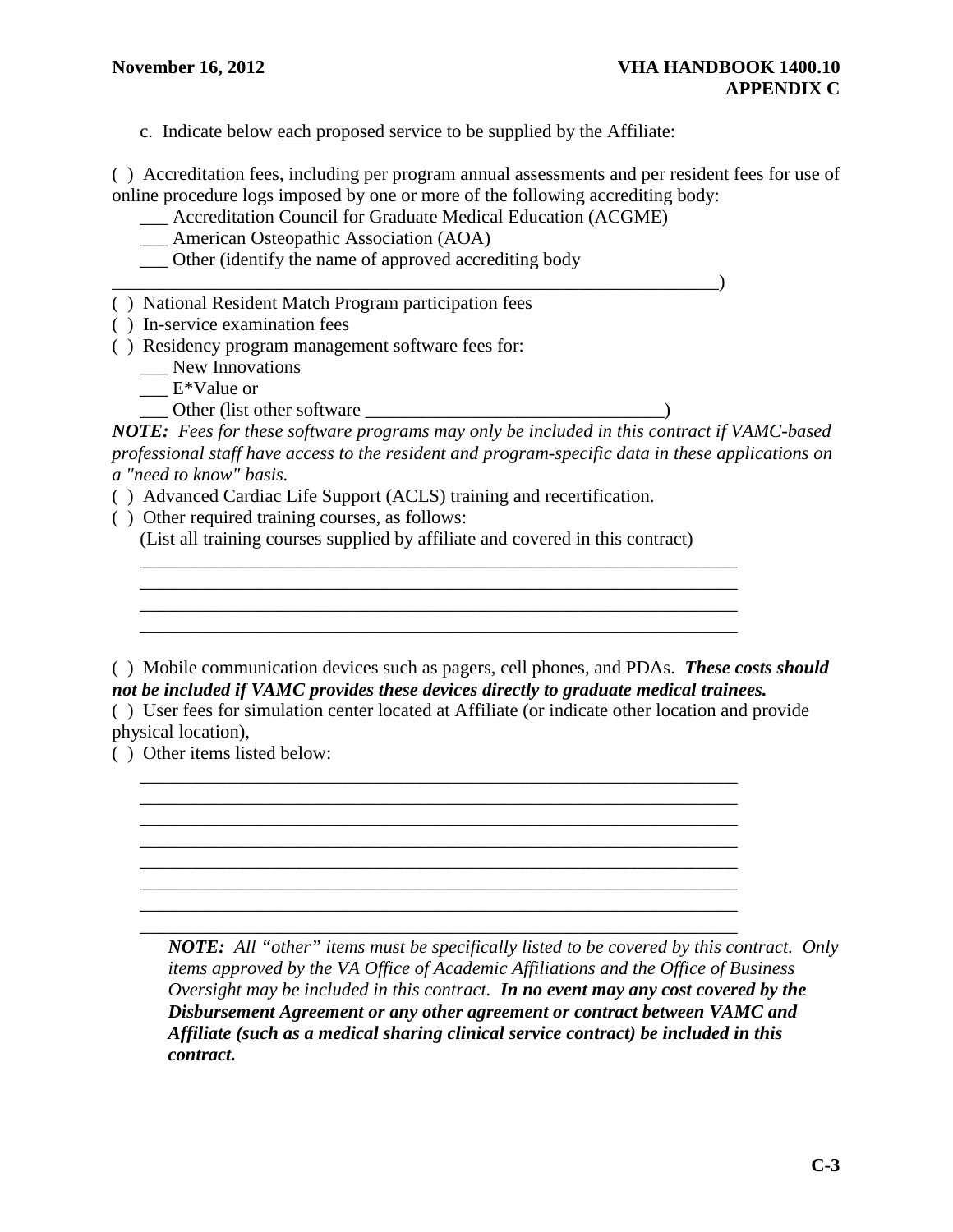c. Indicate below <u>each</u> proposed service to be supplied by the Affiliate:

( ) Accreditation fees, including per program annual assessments and per resident fees for use of online procedure logs imposed by one or more of the following accrediting body:

\_\_\_ Accreditation Council for Graduate Medical Education (ACGME)

\_\_\_ American Osteopathic Association (AOA)

\_\_\_ Other (identify the name of approved accrediting body \_\_\_\_\_\_\_\_\_\_\_\_\_\_\_\_\_\_\_\_\_\_\_\_\_\_\_\_\_\_\_\_\_\_\_\_\_\_\_\_\_\_\_\_\_\_\_\_\_\_\_\_\_\_\_\_\_\_\_\_\_\_\_\_)

( ) National Resident Match Program participation fees

( ) In-service examination fees

( ) Residency program management software fees for:

\_\_\_ New Innovations

\_\_\_ E*Value or

\_\_\_ Other (list other software \_\_\_\_\_\_\_\_\_\_\_\_\_\_\_\_\_\_\_\_\_\_\_\_\_\_\_\_\_\_\_\_)

***NOTE:*** *Fees for these software programs may only be included in this contract if VAMC-based professional staff have access to the resident and program-specific data in these applications on a "need to know" basis.*

( ) Advanced Cardiac Life Support (ACLS) training and recertification.

( ) Other required training courses, as follows:

(List all training courses supplied by affiliate and covered in this contract)

\_\_\_\_\_\_\_\_\_\_\_\_\_\_\_\_\_\_\_\_\_\_\_\_\_\_\_\_\_\_\_\_\_\_\_\_\_\_\_\_\_\_\_\_\_\_\_\_\_\_\_\_\_\_\_\_\_\_\_\_\_\_\_\_

\_\_\_\_\_\_\_\_\_\_\_\_\_\_\_\_\_\_\_\_\_\_\_\_\_\_\_\_\_\_\_\_\_\_\_\_\_\_\_\_\_\_\_\_\_\_\_\_\_\_\_\_\_\_\_\_\_\_\_\_\_\_\_\_

\_\_\_\_\_\_\_\_\_\_\_\_\_\_\_\_\_\_\_\_\_\_\_\_\_\_\_\_\_\_\_\_\_\_\_\_\_\_\_\_\_\_\_\_\_\_\_\_\_\_\_\_\_\_\_\_\_\_\_\_\_\_\_\_

\_\_\_\_\_\_\_\_\_\_\_\_\_\_\_\_\_\_\_\_\_\_\_\_\_\_\_\_\_\_\_\_\_\_\_\_\_\_\_\_\_\_\_\_\_\_\_\_\_\_\_\_\_\_\_\_\_\_\_\_\_\_\_\_

( ) Mobile communication devices such as pagers, cell phones, and PDAs. ***These costs should not be included if VAMC provides these devices directly to graduate medical trainees.***

( ) User fees for simulation center located at Affiliate (or indicate other location and provide physical location),

( ) Other items listed below:

\_\_\_\_\_\_\_\_\_\_\_\_\_\_\_\_\_\_\_\_\_\_\_\_\_\_\_\_\_\_\_\_\_\_\_\_\_\_\_\_\_\_\_\_\_\_\_\_\_\_\_\_\_\_\_\_\_\_\_\_\_\_\_\_

\_\_\_\_\_\_\_\_\_\_\_\_\_\_\_\_\_\_\_\_\_\_\_\_\_\_\_\_\_\_\_\_\_\_\_\_\_\_\_\_\_\_\_\_\_\_\_\_\_\_\_\_\_\_\_\_\_\_\_\_\_\_\_\_

\_\_\_\_\_\_\_\_\_\_\_\_\_\_\_\_\_\_\_\_\_\_\_\_\_\_\_\_\_\_\_\_\_\_\_\_\_\_\_\_\_\_\_\_\_\_\_\_\_\_\_\_\_\_\_\_\_\_\_\_\_\_\_\_

\_\_\_\_\_\_\_\_\_\_\_\_\_\_\_\_\_\_\_\_\_\_\_\_\_\_\_\_\_\_\_\_\_\_\_\_\_\_\_\_\_\_\_\_\_\_\_\_\_\_\_\_\_\_\_\_\_\_\_\_\_\_\_\_

\_\_\_\_\_\_\_\_\_\_\_\_\_\_\_\_\_\_\_\_\_\_\_\_\_\_\_\_\_\_\_\_\_\_\_\_\_\_\_\_\_\_\_\_\_\_\_\_\_\_\_\_\_\_\_\_\_\_\_\_\_\_\_\_

\_\_\_\_\_\_\_\_\_\_\_\_\_\_\_\_\_\_\_\_\_\_\_\_\_\_\_\_\_\_\_\_\_\_\_\_\_\_\_\_\_\_\_\_\_\_\_\_\_\_\_\_\_\_\_\_\_\_\_\_\_\_\_\_

\_\_\_\_\_\_\_\_\_\_\_\_\_\_\_\_\_\_\_\_\_\_\_\_\_\_\_\_\_\_\_\_\_\_\_\_\_\_\_\_\_\_\_\_\_\_\_\_\_\_\_\_\_\_\_\_\_\_\_\_\_\_\_\_

\_\_\_\_\_\_\_\_\_\_\_\_\_\_\_\_\_\_\_\_\_\_\_\_\_\_\_\_\_\_\_\_\_\_\_\_\_\_\_\_\_\_\_\_\_\_\_\_\_\_\_\_\_\_\_\_\_\_\_\_\_\_\_\_

> ***NOTE:*** *All "other" items must be specifically listed to be covered by this contract. Only items approved by the VA Office of Academic Affiliations and the Office of Business Oversight may be included in this contract.* ***In no event may any cost covered by the Disbursement Agreement or any other agreement or contract between VAMC and Affiliate (such as a medical sharing clinical service contract) be included in this contract.***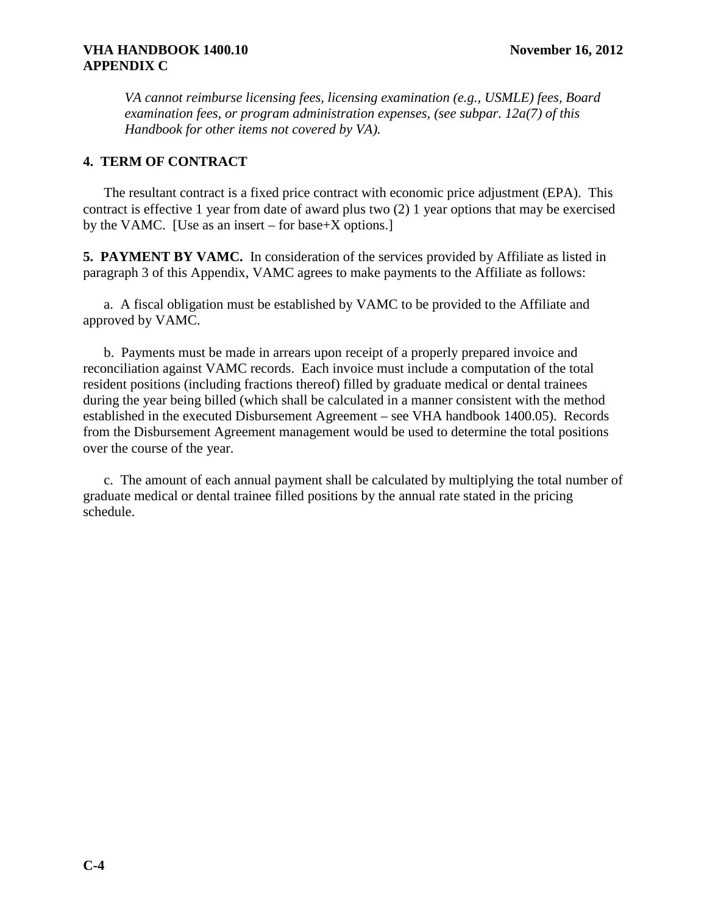*VA cannot reimburse licensing fees, licensing examination (e.g., USMLE) fees, Board examination fees, or program administration expenses, (see subpar. 12a(7) of this Handbook for other items not covered by VA).*

**4. TERM OF CONTRACT**

The resultant contract is a fixed price contract with economic price adjustment (EPA). This contract is effective 1 year from date of award plus two (2) 1 year options that may be exercised by the VAMC. [Use as an insert – for base+X options.]

**5. PAYMENT BY VAMC.** In consideration of the services provided by Affiliate as listed in paragraph 3 of this Appendix, VAMC agrees to make payments to the Affiliate as follows:

a. A fiscal obligation must be established by VAMC to be provided to the Affiliate and approved by VAMC.

b. Payments must be made in arrears upon receipt of a properly prepared invoice and reconciliation against VAMC records. Each invoice must include a computation of the total resident positions (including fractions thereof) filled by graduate medical or dental trainees during the year being billed (which shall be calculated in a manner consistent with the method established in the executed Disbursement Agreement – see VHA handbook 1400.05). Records from the Disbursement Agreement management would be used to determine the total positions over the course of the year.

c. The amount of each annual payment shall be calculated by multiplying the total number of graduate medical or dental trainee filled positions by the annual rate stated in the pricing schedule.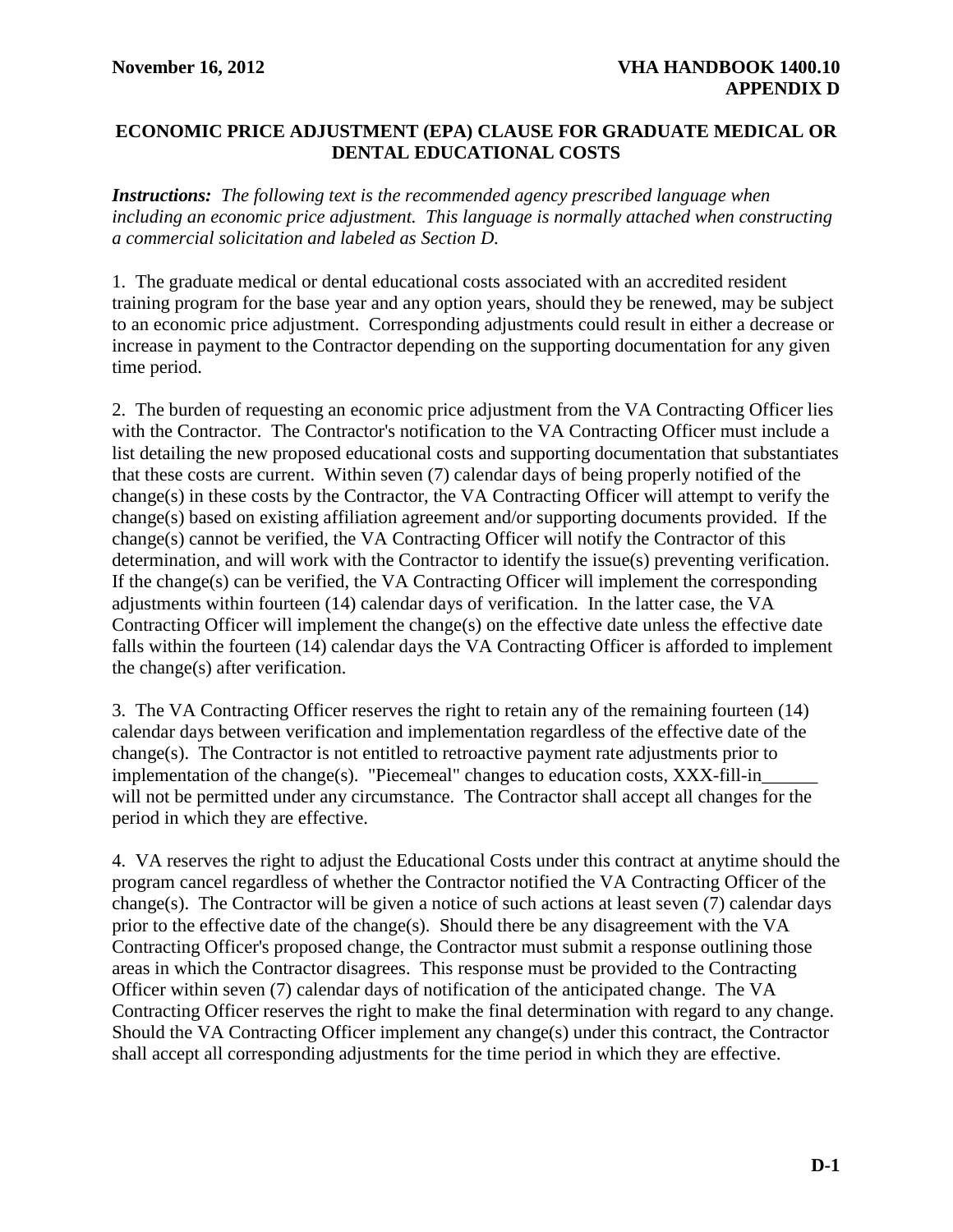# ECONOMIC PRICE ADJUSTMENT (EPA) CLAUSE FOR GRADUATE MEDICAL OR DENTAL EDUCATIONAL COSTS

***Instructions:*** *The following text is the recommended agency prescribed language when including an economic price adjustment. This language is normally attached when constructing a commercial solicitation and labeled as Section D.*

1. The graduate medical or dental educational costs associated with an accredited resident training program for the base year and any option years, should they be renewed, may be subject to an economic price adjustment. Corresponding adjustments could result in either a decrease or increase in payment to the Contractor depending on the supporting documentation for any given time period.

2. The burden of requesting an economic price adjustment from the VA Contracting Officer lies with the Contractor. The Contractor's notification to the VA Contracting Officer must include a list detailing the new proposed educational costs and supporting documentation that substantiates that these costs are current. Within seven (7) calendar days of being properly notified of the change(s) in these costs by the Contractor, the VA Contracting Officer will attempt to verify the change(s) based on existing affiliation agreement and/or supporting documents provided. If the change(s) cannot be verified, the VA Contracting Officer will notify the Contractor of this determination, and will work with the Contractor to identify the issue(s) preventing verification. If the change(s) can be verified, the VA Contracting Officer will implement the corresponding adjustments within fourteen (14) calendar days of verification. In the latter case, the VA Contracting Officer will implement the change(s) on the effective date unless the effective date falls within the fourteen (14) calendar days the VA Contracting Officer is afforded to implement the change(s) after verification.

3. The VA Contracting Officer reserves the right to retain any of the remaining fourteen (14) calendar days between verification and implementation regardless of the effective date of the change(s). The Contractor is not entitled to retroactive payment rate adjustments prior to implementation of the change(s). "Piecemeal" changes to education costs, XXX-fill-in______ will not be permitted under any circumstance. The Contractor shall accept all changes for the period in which they are effective.

4. VA reserves the right to adjust the Educational Costs under this contract at anytime should the program cancel regardless of whether the Contractor notified the VA Contracting Officer of the change(s). The Contractor will be given a notice of such actions at least seven (7) calendar days prior to the effective date of the change(s). Should there be any disagreement with the VA Contracting Officer's proposed change, the Contractor must submit a response outlining those areas in which the Contractor disagrees. This response must be provided to the Contracting Officer within seven (7) calendar days of notification of the anticipated change. The VA Contracting Officer reserves the right to make the final determination with regard to any change. Should the VA Contracting Officer implement any change(s) under this contract, the Contractor shall accept all corresponding adjustments for the time period in which they are effective.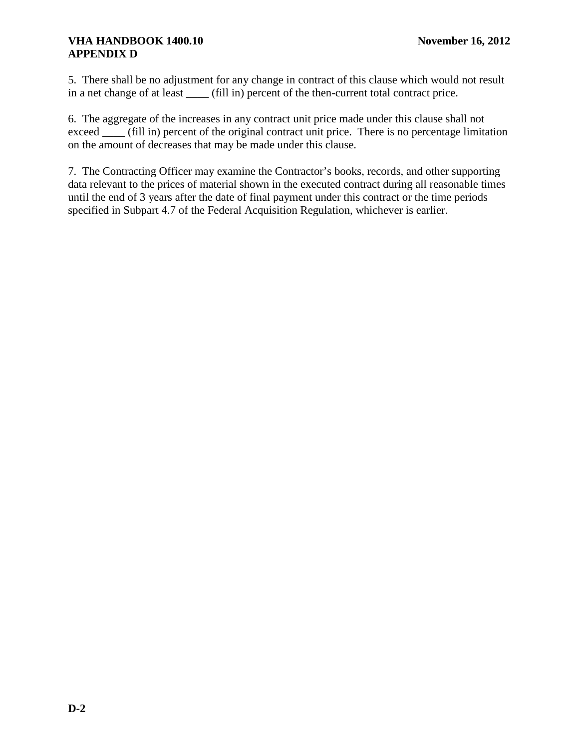5. There shall be no adjustment for any change in contract of this clause which would not result in a net change of at least ____ (fill in) percent of the then-current total contract price.

6. The aggregate of the increases in any contract unit price made under this clause shall not exceed ____ (fill in) percent of the original contract unit price. There is no percentage limitation on the amount of decreases that may be made under this clause.

7. The Contracting Officer may examine the Contractor's books, records, and other supporting data relevant to the prices of material shown in the executed contract during all reasonable times until the end of 3 years after the date of final payment under this contract or the time periods specified in Subpart 4.7 of the Federal Acquisition Regulation, whichever is earlier.